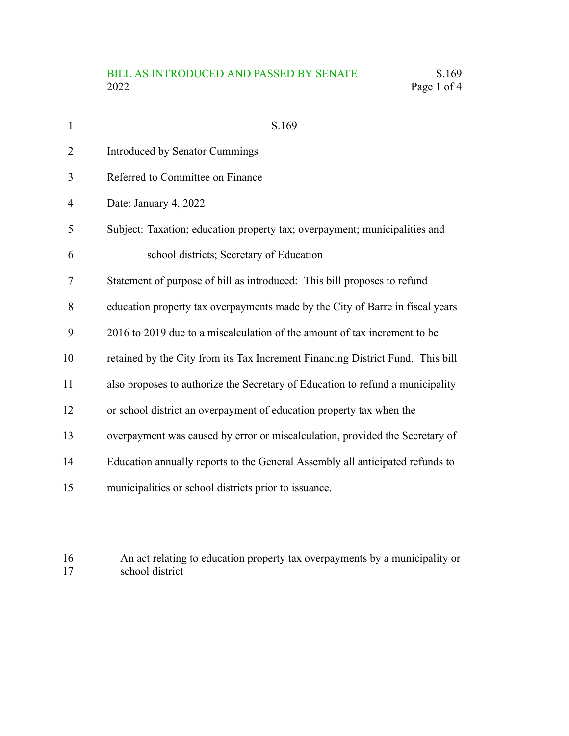# S.169

Introduced by Senator Cummings

Referred to Committee on Finance

Date: January 4, 2022

Subject: Taxation; education property tax; overpayment; municipalities and school districts; Secretary of Education

Statement of purpose of bill as introduced: This bill proposes to refund education property tax overpayments made by the City of Barre in fiscal years 2016 to 2019 due to a miscalculation of the amount of tax increment to be retained by the City from its Tax Increment Financing District Fund. This bill also proposes to authorize the Secretary of Education to refund a municipality or school district an overpayment of education property tax when the overpayment was caused by error or miscalculation, provided the Secretary of Education annually reports to the General Assembly all anticipated refunds to municipalities or school districts prior to issuance.

An act relating to education property tax overpayments by a municipality or school district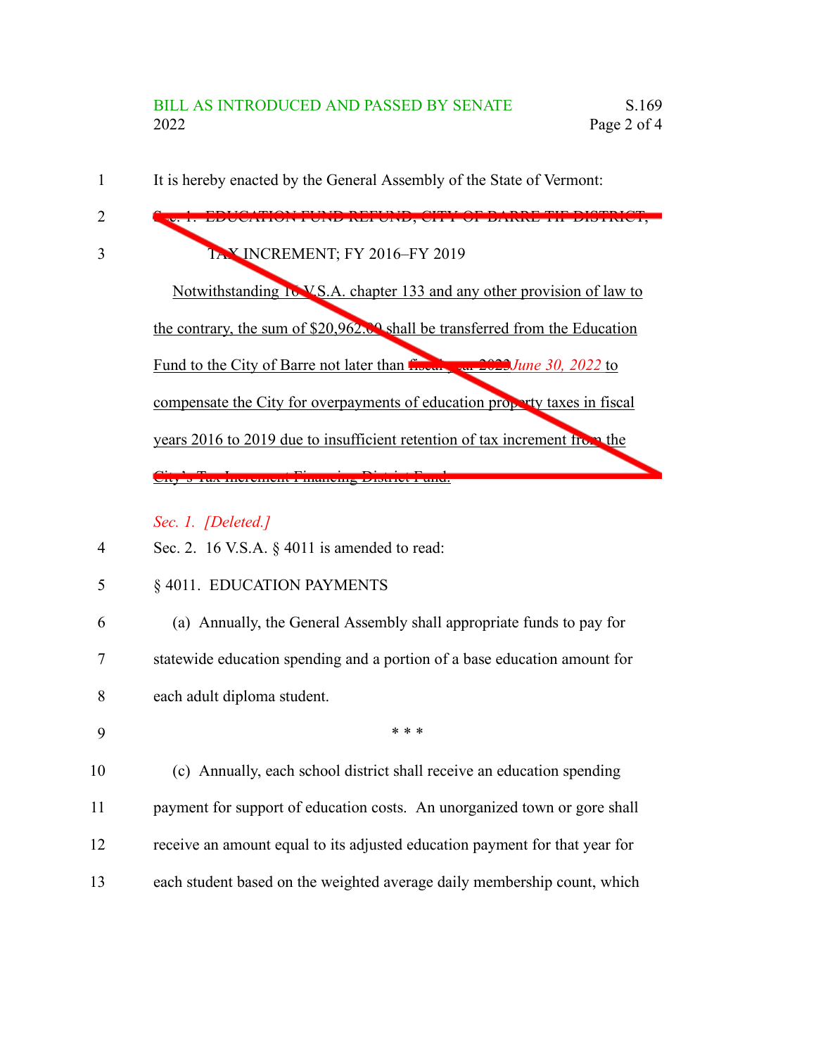It is hereby enacted by the General Assembly of the State of Vermont:

~~Sec. 1. EDUCATION FUND REFUND; CITY OF BARRE TIF DISTRICT, TAX INCREMENT; FY 2016–FY 2019~~

~~Notwithstanding 16 V.S.A. chapter 133 and any other provision of law to the contrary, the sum of $20,962.00 shall be transferred from the Education Fund to the City of Barre not later than ~~fiscal year 2022~~ *June 30, 2022* to compensate the City for overpayments of education property taxes in fiscal years 2016 to 2019 due to insufficient retention of tax increment from the City's Tax Increment Financing District Fund.~~

*Sec. 1. [Deleted.]*

Sec. 2. 16 V.S.A. § 4011 is amended to read:

§ 4011. EDUCATION PAYMENTS

(a) Annually, the General Assembly shall appropriate funds to pay for statewide education spending and a portion of a base education amount for each adult diploma student.

\* \* \*

(c) Annually, each school district shall receive an education spending payment for support of education costs. An unorganized town or gore shall receive an amount equal to its adjusted education payment for that year for each student based on the weighted average daily membership count, which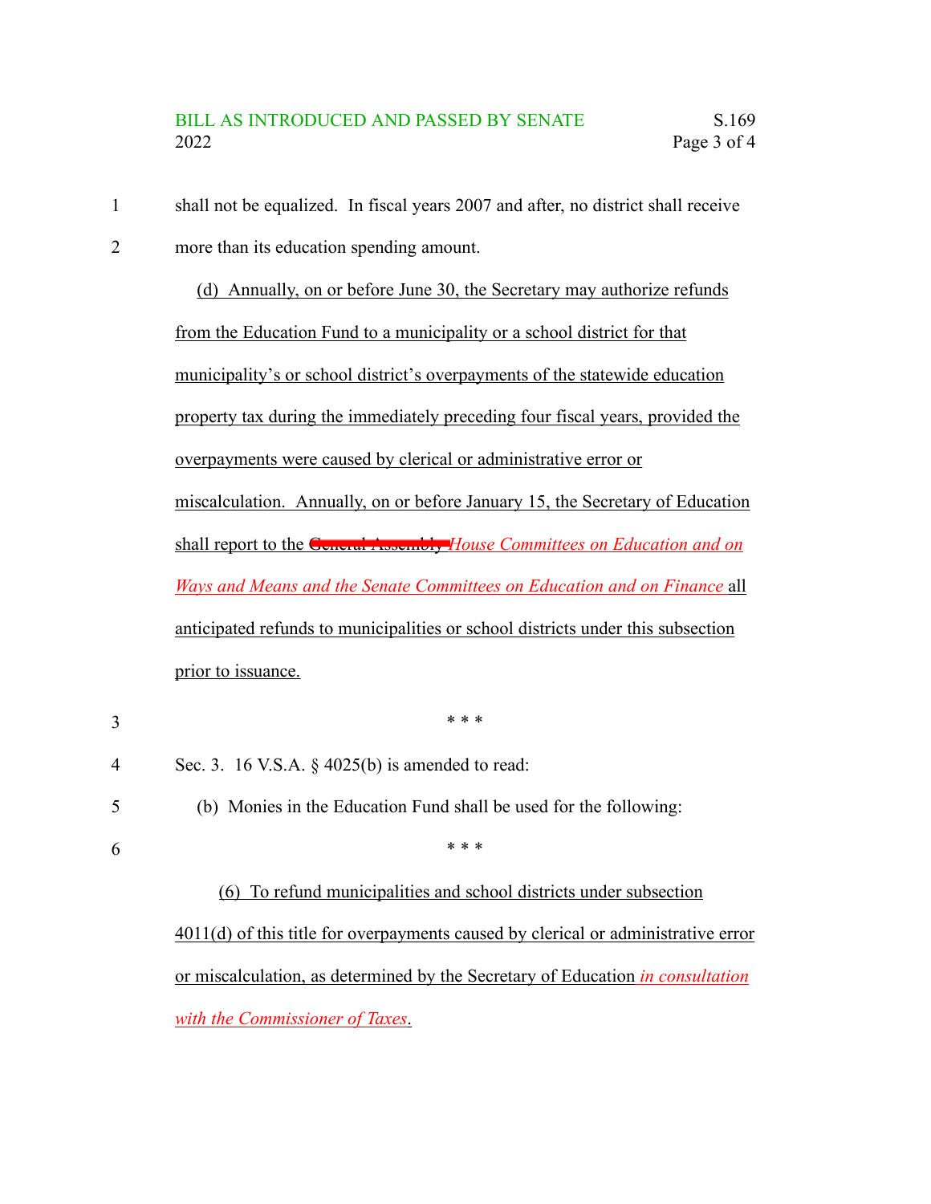shall not be equalized. In fiscal years 2007 and after, no district shall receive more than its education spending amount.

(d) Annually, on or before June 30, the Secretary may authorize refunds from the Education Fund to a municipality or a school district for that municipality's or school district's overpayments of the statewide education property tax during the immediately preceding four fiscal years, provided the overpayments were caused by clerical or administrative error or miscalculation. Annually, on or before January 15, the Secretary of Education shall report to the ~~General Assembly~~ *House Committees on Education and on Ways and Means and the Senate Committees on Education and on Finance* all anticipated refunds to municipalities or school districts under this subsection prior to issuance.

\* \* \*

Sec. 3. 16 V.S.A. § 4025(b) is amended to read:

(b) Monies in the Education Fund shall be used for the following:

\* \* \*

(6) To refund municipalities and school districts under subsection 4011(d) of this title for overpayments caused by clerical or administrative error or miscalculation, as determined by the Secretary of Education *in consultation with the Commissioner of Taxes*.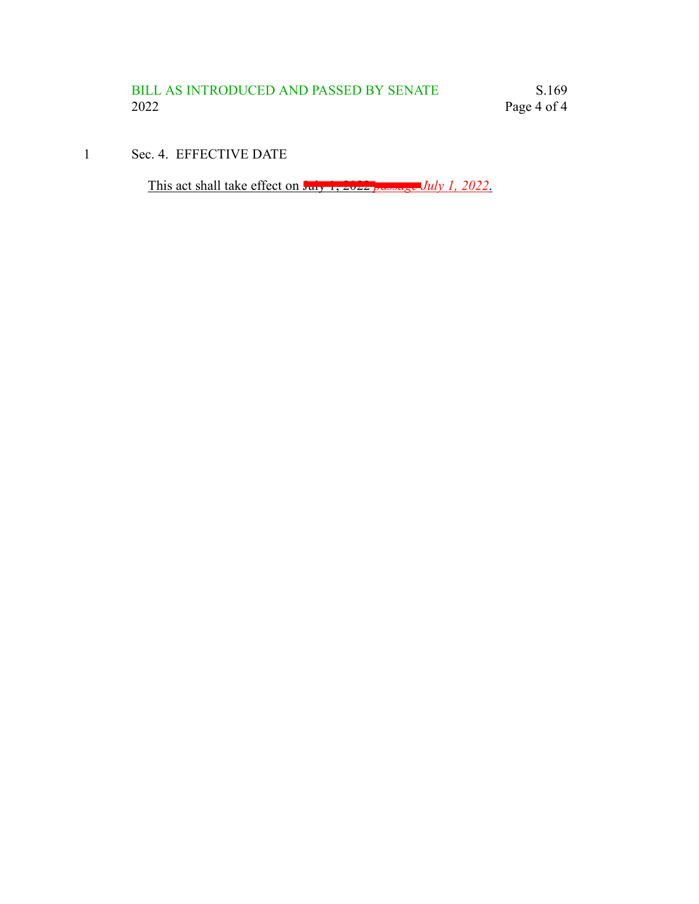Sec. 4. EFFECTIVE DATE

This act shall take effect on ~~July 1, 2022~~ ~~*passage*~~ *July 1, 2022*.